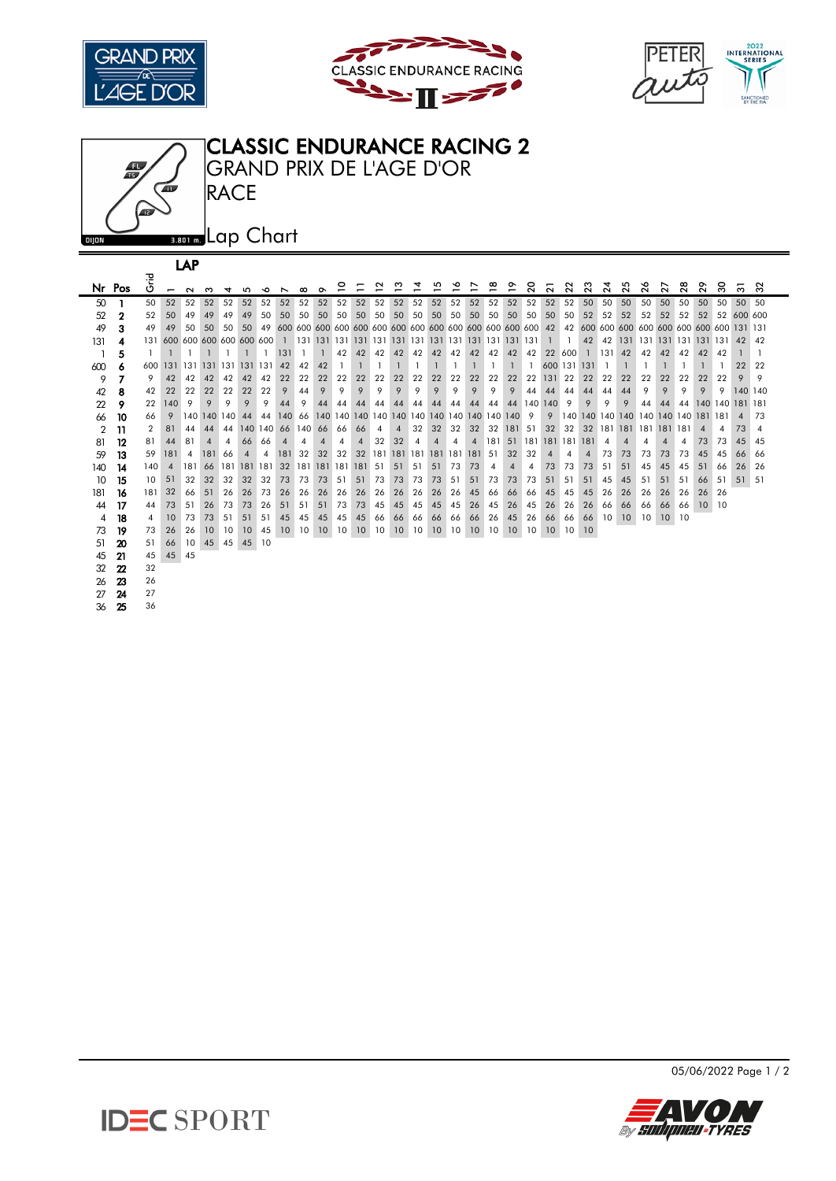# CLASSIC ENDURANCE RACING 2

## GRAND PRIX DE L'AGE D'OR

## RACE

## Lap Chart

DIJON 3.801 m.

| Nr | Pos | Grid | 1 | 2 | 3 | 4 | 5 | 6 | 7 | 8 | 9 | 10 | 11 | 12 | 13 | 14 | 15 | 16 | 17 | 18 | 19 | 20 | 21 | 22 | 23 | 24 | 25 | 26 | 27 | 28 | 29 | 30 | 31 | 32 |
|---|---|---|---|---|---|---|---|---|---|---|---|---|---|---|---|---|---|---|---|---|---|---|---|---|---|---|---|---|---|---|---|---|---|---|
| 50 | 1 | 50 | 52 | 52 | 52 | 52 | 52 | 52 | 52 | 52 | 52 | 52 | 52 | 52 | 52 | 52 | 52 | 52 | 52 | 52 | 52 | 52 | 52 | 52 | 50 | 50 | 50 | 50 | 50 | 50 | 50 | 50 | 50 | 50 |
| 52 | 2 | 52 | 50 | 49 | 49 | 49 | 49 | 50 | 50 | 50 | 50 | 50 | 50 | 50 | 50 | 50 | 50 | 50 | 50 | 50 | 50 | 50 | 50 | 50 | 52 | 52 | 52 | 52 | 52 | 52 | 52 | 52 | 600 | 600 |
| 49 | 3 | 49 | 49 | 50 | 50 | 50 | 50 | 49 | 600 | 600 | 600 | 600 | 600 | 600 | 600 | 600 | 600 | 600 | 600 | 600 | 600 | 600 | 42 | 42 | 600 | 600 | 600 | 600 | 600 | 600 | 600 | 600 | 131 | 131 |
| 131 | 4 | 131 | 600 | 600 | 600 | 600 | 600 | 600 | 1 | 131 | 131 | 131 | 131 | 131 | 131 | 131 | 131 | 131 | 131 | 131 | 131 | 131 | 1 | 1 | 42 | 42 | 131 | 131 | 131 | 131 | 131 | 131 | 42 | 42 |
| 1 | 5 | 1 | 1 | 1 | 1 | 1 | 1 | 1 | 131 | 1 | 1 | 42 | 42 | 42 | 42 | 42 | 42 | 42 | 42 | 42 | 42 | 42 | 22 | 600 | 1 | 131 | 42 | 42 | 42 | 42 | 42 | 42 | 1 | 1 |
| 600 | 6 | 600 | 131 | 131 | 131 | 131 | 131 | 131 | 42 | 42 | 42 | 1 | 1 | 1 | 1 | 1 | 1 | 1 | 1 | 1 | 1 | 1 | 600 | 131 | 131 | 1 | 1 | 1 | 1 | 1 | 1 | 1 | 22 | 22 |
| 9 | 7 | 9 | 42 | 42 | 42 | 42 | 42 | 42 | 22 | 22 | 22 | 22 | 22 | 22 | 22 | 22 | 22 | 22 | 22 | 22 | 22 | 22 | 131 | 22 | 22 | 22 | 22 | 22 | 22 | 22 | 22 | 22 | 9 | 9 |
| 42 | 8 | 42 | 22 | 22 | 22 | 22 | 22 | 22 | 9 | 44 | 9 | 9 | 9 | 9 | 9 | 9 | 9 | 9 | 9 | 9 | 9 | 44 | 44 | 44 | 44 | 44 | 44 | 9 | 9 | 9 | 9 | 9 | 140 | 140 |
| 22 | 9 | 22 | 140 | 9 | 9 | 9 | 9 | 9 | 44 | 9 | 44 | 44 | 44 | 44 | 44 | 44 | 44 | 44 | 44 | 44 | 44 | 140 | 140 | 9 | 9 | 9 | 9 | 44 | 44 | 44 | 140 | 140 | 181 | 181 |
| 66 | 10 | 66 | 9 | 140 | 140 | 140 | 44 | 44 | 140 | 66 | 140 | 140 | 140 | 140 | 140 | 140 | 140 | 140 | 140 | 140 | 140 | 9 | 9 | 140 | 140 | 140 | 140 | 140 | 140 | 140 | 181 | 181 | 4 | 73 |
| 2 | 11 | 2 | 81 | 44 | 44 | 44 | 140 | 140 | 66 | 140 | 66 | 66 | 66 | 4 | 4 | 32 | 32 | 32 | 32 | 32 | 181 | 51 | 32 | 32 | 32 | 181 | 181 | 181 | 181 | 181 | 4 | 4 | 73 | 4 |
| 81 | 12 | 81 | 44 | 81 | 4 | 4 | 66 | 66 | 4 | 4 | 4 | 4 | 4 | 32 | 32 | 4 | 4 | 4 | 4 | 181 | 51 | 181 | 181 | 181 | 181 | 4 | 4 | 4 | 4 | 4 | 73 | 73 | 45 | 45 |
| 59 | 13 | 59 | 181 | 4 | 181 | 66 | 4 | 4 | 181 | 32 | 32 | 32 | 32 | 181 | 181 | 181 | 181 | 181 | 181 | 51 | 32 | 32 | 4 | 4 | 4 | 73 | 73 | 73 | 73 | 73 | 45 | 45 | 66 | 66 |
| 140 | 14 | 140 | 4 | 181 | 66 | 181 | 181 | 181 | 32 | 181 | 181 | 181 | 181 | 51 | 51 | 51 | 51 | 73 | 73 | 4 | 4 | 4 | 73 | 73 | 73 | 51 | 51 | 45 | 45 | 45 | 51 | 66 | 26 | 26 |
| 10 | 15 | 10 | 51 | 32 | 32 | 32 | 32 | 32 | 73 | 73 | 73 | 51 | 51 | 73 | 73 | 73 | 73 | 51 | 51 | 73 | 73 | 73 | 51 | 51 | 51 | 45 | 45 | 51 | 51 | 51 | 66 | 51 | 51 | 51 |
| 181 | 16 | 181 | 32 | 66 | 51 | 26 | 26 | 73 | 26 | 26 | 26 | 26 | 26 | 26 | 26 | 26 | 26 | 26 | 45 | 66 | 66 | 66 | 45 | 45 | 45 | 26 | 26 | 26 | 26 | 26 | 26 | 26 | | |
| 44 | 17 | 44 | 73 | 51 | 26 | 73 | 73 | 26 | 51 | 51 | 51 | 73 | 73 | 45 | 45 | 45 | 45 | 45 | 26 | 45 | 26 | 45 | 26 | 26 | 26 | 66 | 66 | 66 | 66 | 66 | 10 | 10 | | |
| 4 | 18 | 4 | 10 | 73 | 73 | 51 | 51 | 51 | 45 | 45 | 45 | 45 | 45 | 66 | 66 | 66 | 66 | 66 | 66 | 26 | 45 | 26 | 66 | 66 | 66 | 10 | 10 | 10 | 10 | 10 | | | | |
| 73 | 19 | 73 | 26 | 26 | 10 | 10 | 10 | 45 | 10 | 10 | 10 | 10 | 10 | 10 | 10 | 10 | 10 | 10 | 10 | 10 | 10 | 10 | 10 | 10 | 10 | | | | | | | | | |
| 51 | 20 | 51 | 66 | 10 | 45 | 45 | 45 | 10 | | | | | | | | | | | | | | | | | | | | | | | | | | |
| 45 | 21 | 45 | 45 | 45 | | | | | | | | | | | | | | | | | | | | | | | | | | | | | | |
| 32 | 22 | 32 | | | | | | | | | | | | | | | | | | | | | | | | | | | | | | | | |
| 26 | 23 | 26 | | | | | | | | | | | | | | | | | | | | | | | | | | | | | | | | |
| 27 | 24 | 27 | | | | | | | | | | | | | | | | | | | | | | | | | | | | | | | | |
| 36 | 25 | 36 | | | | | | | | | | | | | | | | | | | | | | | | | | | | | | | | |

05/06/2022

IDEC SPORT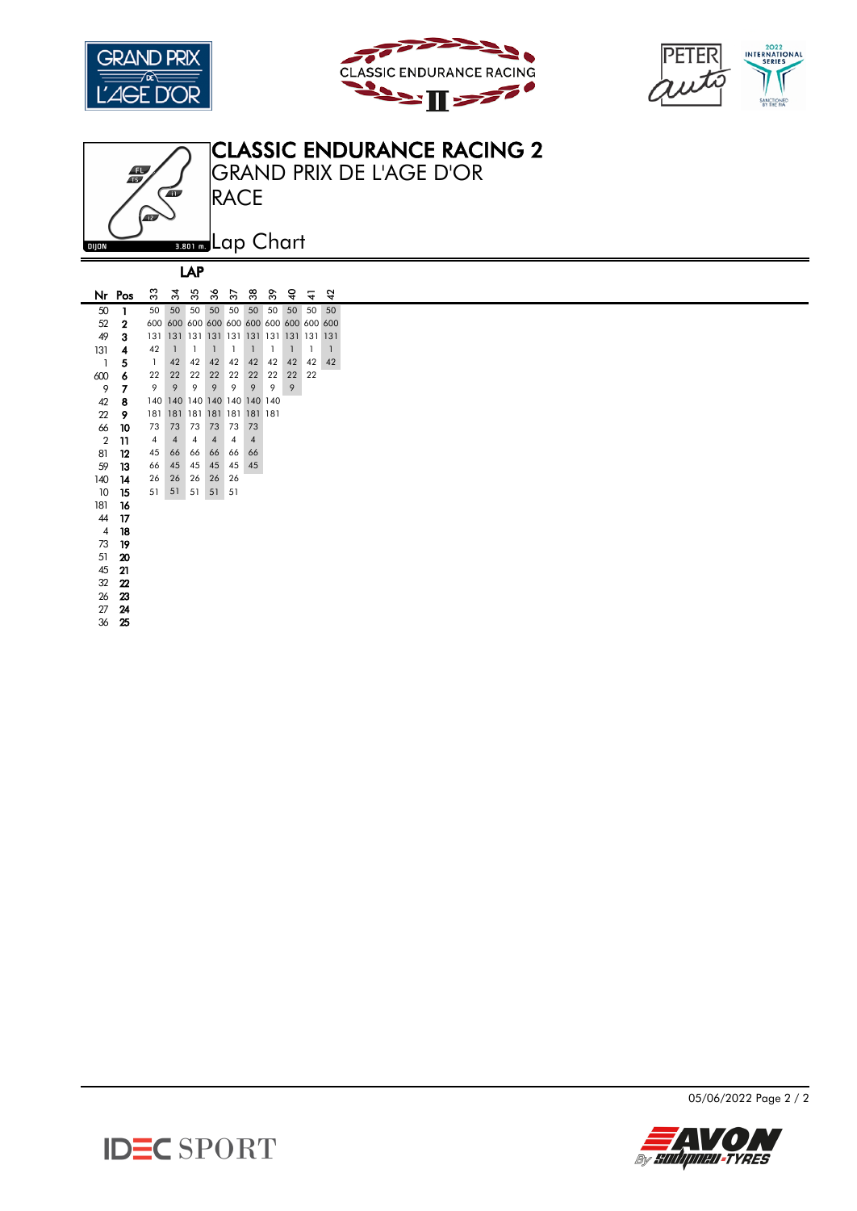# CLASSIC ENDURANCE RACING 2

## GRAND PRIX DE L'AGE D'OR

## RACE

## Lap Chart

DIJON 3.801 m.

| Nr | Pos | 33 | 34 | 35 | 36 | 37 | 38 | 39 | 40 | 41 | 42 |
|---|---|---|---|---|---|---|---|---|---|---|---|
| 50 | 1 | 50 | 50 | 50 | 50 | 50 | 50 | 50 | 50 | 50 | 50 |
| 52 | 2 | 600 | 600 | 600 | 600 | 600 | 600 | 600 | 600 | 600 | 600 |
| 49 | 3 | 131 | 131 | 131 | 131 | 131 | 131 | 131 | 131 | 131 | 131 |
| 131 | 4 | 42 | 1 | 1 | 1 | 1 | 1 | 1 | 1 | 1 | 1 |
| 1 | 5 | 1 | 42 | 42 | 42 | 42 | 42 | 42 | 42 | 42 | 42 |
| 600 | 6 | 22 | 22 | 22 | 22 | 22 | 22 | 22 | 22 | 22 | |
| 9 | 7 | 9 | 9 | 9 | 9 | 9 | 9 | 9 | 9 | | |
| 42 | 8 | 140 | 140 | 140 | 140 | 140 | 140 | 140 | | | |
| 22 | 9 | 181 | 181 | 181 | 181 | 181 | 181 | 181 | | | |
| 66 | 10 | 73 | 73 | 73 | 73 | 73 | 73 | | | | |
| 2 | 11 | 4 | 4 | 4 | 4 | 4 | 4 | | | | |
| 81 | 12 | 45 | 66 | 66 | 66 | 66 | 66 | | | | |
| 59 | 13 | 66 | 45 | 45 | 45 | 45 | 45 | | | | |
| 140 | 14 | 26 | 26 | 26 | 26 | 26 | | | | | |
| 10 | 15 | 51 | 51 | 51 | 51 | 51 | | | | | |
| 181 | 16 | | | | | | | | | | |
| 44 | 17 | | | | | | | | | | |
| 4 | 18 | | | | | | | | | | |
| 73 | 19 | | | | | | | | | | |
| 51 | 20 | | | | | | | | | | |
| 45 | 21 | | | | | | | | | | |
| 32 | 22 | | | | | | | | | | |
| 26 | 23 | | | | | | | | | | |
| 27 | 24 | | | | | | | | | | |
| 36 | 25 | | | | | | | | | | |

05/06/2022